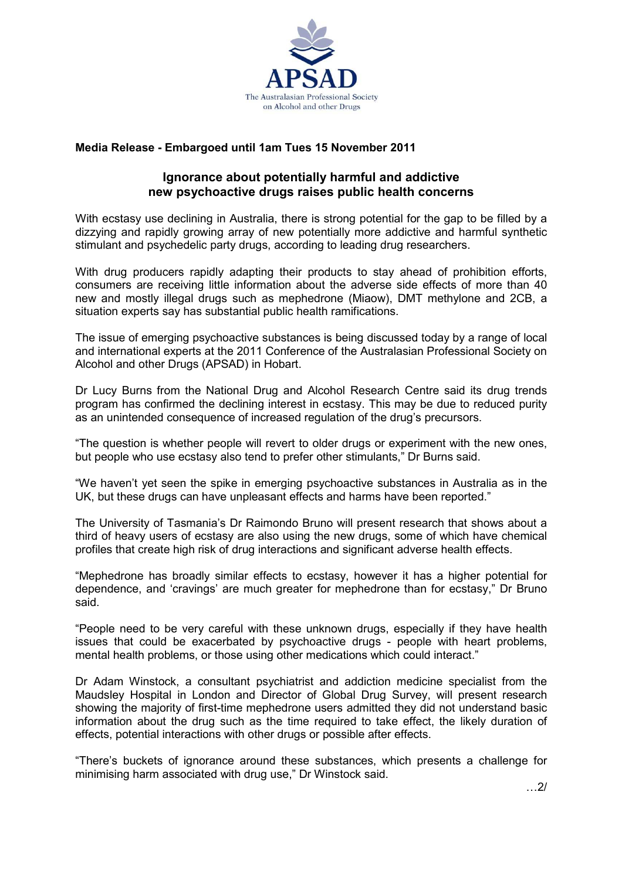APSAD

The Australasian Professional Society on Alcohol and other Drugs

**Media Release - Embargoed until 1am Tues 15 November 2011**

## Ignorance about potentially harmful and addictive new psychoactive drugs raises public health concerns

With ecstasy use declining in Australia, there is strong potential for the gap to be filled by a dizzying and rapidly growing array of new potentially more addictive and harmful synthetic stimulant and psychedelic party drugs, according to leading drug researchers.

With drug producers rapidly adapting their products to stay ahead of prohibition efforts, consumers are receiving little information about the adverse side effects of more than 40 new and mostly illegal drugs such as mephedrone (Miaow), DMT methylone and 2CB, a situation experts say has substantial public health ramifications.

The issue of emerging psychoactive substances is being discussed today by a range of local and international experts at the 2011 Conference of the Australasian Professional Society on Alcohol and other Drugs (APSAD) in Hobart.

Dr Lucy Burns from the National Drug and Alcohol Research Centre said its drug trends program has confirmed the declining interest in ecstasy. This may be due to reduced purity as an unintended consequence of increased regulation of the drug's precursors.

"The question is whether people will revert to older drugs or experiment with the new ones, but people who use ecstasy also tend to prefer other stimulants," Dr Burns said.

"We haven't yet seen the spike in emerging psychoactive substances in Australia as in the UK, but these drugs can have unpleasant effects and harms have been reported."

The University of Tasmania's Dr Raimondo Bruno will present research that shows about a third of heavy users of ecstasy are also using the new drugs, some of which have chemical profiles that create high risk of drug interactions and significant adverse health effects.

"Mephedrone has broadly similar effects to ecstasy, however it has a higher potential for dependence, and 'cravings' are much greater for mephedrone than for ecstasy," Dr Bruno said.

"People need to be very careful with these unknown drugs, especially if they have health issues that could be exacerbated by psychoactive drugs - people with heart problems, mental health problems, or those using other medications which could interact."

Dr Adam Winstock, a consultant psychiatrist and addiction medicine specialist from the Maudsley Hospital in London and Director of Global Drug Survey, will present research showing the majority of first-time mephedrone users admitted they did not understand basic information about the drug such as the time required to take effect, the likely duration of effects, potential interactions with other drugs or possible after effects.

"There's buckets of ignorance around these substances, which presents a challenge for minimising harm associated with drug use," Dr Winstock said.

…2/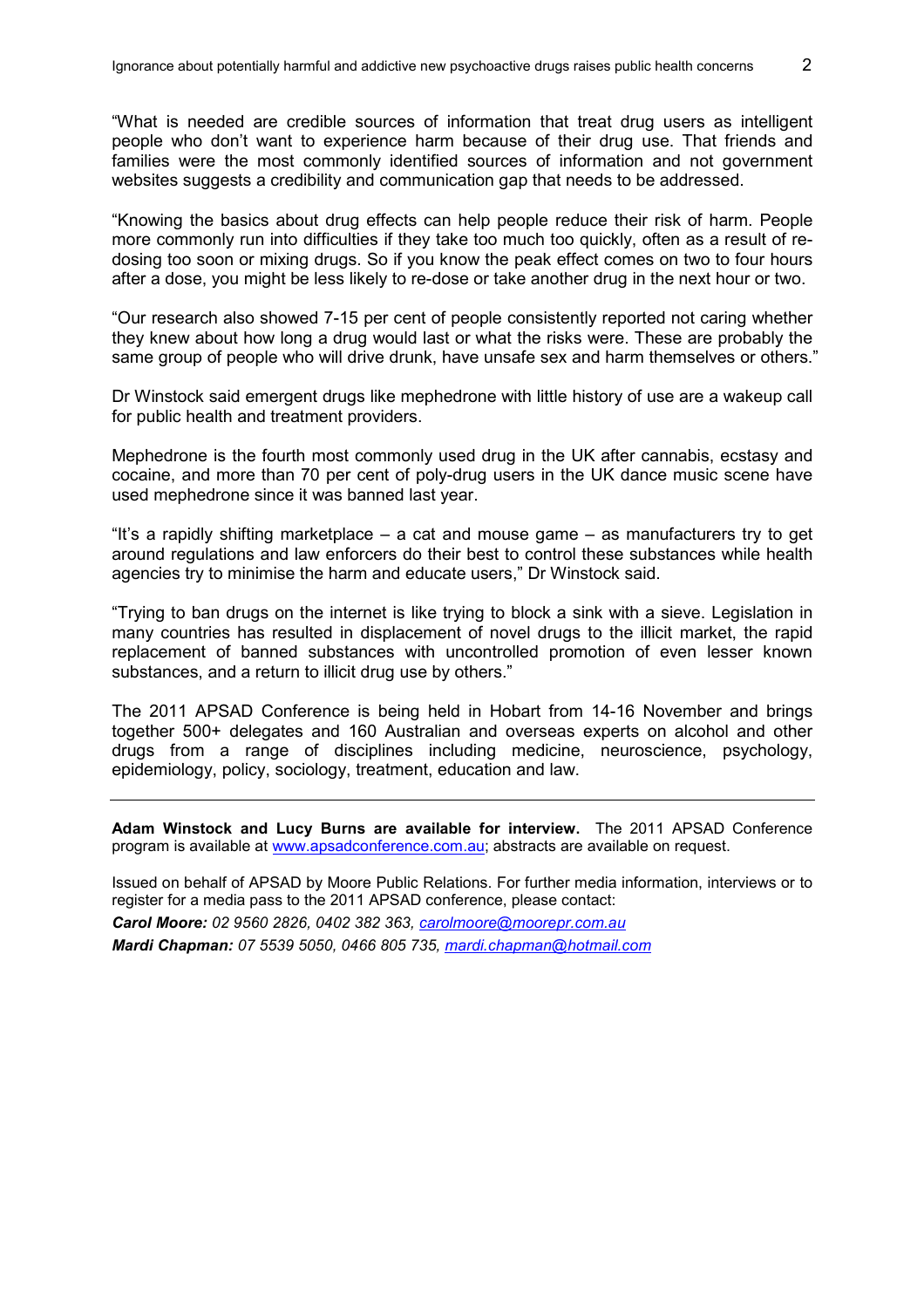"What is needed are credible sources of information that treat drug users as intelligent people who don't want to experience harm because of their drug use. That friends and families were the most commonly identified sources of information and not government websites suggests a credibility and communication gap that needs to be addressed.

"Knowing the basics about drug effects can help people reduce their risk of harm. People more commonly run into difficulties if they take too much too quickly, often as a result of re-dosing too soon or mixing drugs. So if you know the peak effect comes on two to four hours after a dose, you might be less likely to re-dose or take another drug in the next hour or two.

"Our research also showed 7-15 per cent of people consistently reported not caring whether they knew about how long a drug would last or what the risks were. These are probably the same group of people who will drive drunk, have unsafe sex and harm themselves or others."

Dr Winstock said emergent drugs like mephedrone with little history of use are a wakeup call for public health and treatment providers.

Mephedrone is the fourth most commonly used drug in the UK after cannabis, ecstasy and cocaine, and more than 70 per cent of poly-drug users in the UK dance music scene have used mephedrone since it was banned last year.

"It's a rapidly shifting marketplace – a cat and mouse game – as manufacturers try to get around regulations and law enforcers do their best to control these substances while health agencies try to minimise the harm and educate users," Dr Winstock said.

"Trying to ban drugs on the internet is like trying to block a sink with a sieve. Legislation in many countries has resulted in displacement of novel drugs to the illicit market, the rapid replacement of banned substances with uncontrolled promotion of even lesser known substances, and a return to illicit drug use by others."

The 2011 APSAD Conference is being held in Hobart from 14-16 November and brings together 500+ delegates and 160 Australian and overseas experts on alcohol and other drugs from a range of disciplines including medicine, neuroscience, psychology, epidemiology, policy, sociology, treatment, education and law.

---

**Adam Winstock and Lucy Burns are available for interview.** The 2011 APSAD Conference program is available at www.apsadconference.com.au; abstracts are available on request.

Issued on behalf of APSAD by Moore Public Relations. For further media information, interviews or to register for a media pass to the 2011 APSAD conference, please contact:

***Carol Moore:*** *02 9560 2826, 0402 382 363, carolmoore@moorepr.com.au*

***Mardi Chapman:*** *07 5539 5050, 0466 805 735, mardi.chapman@hotmail.com*